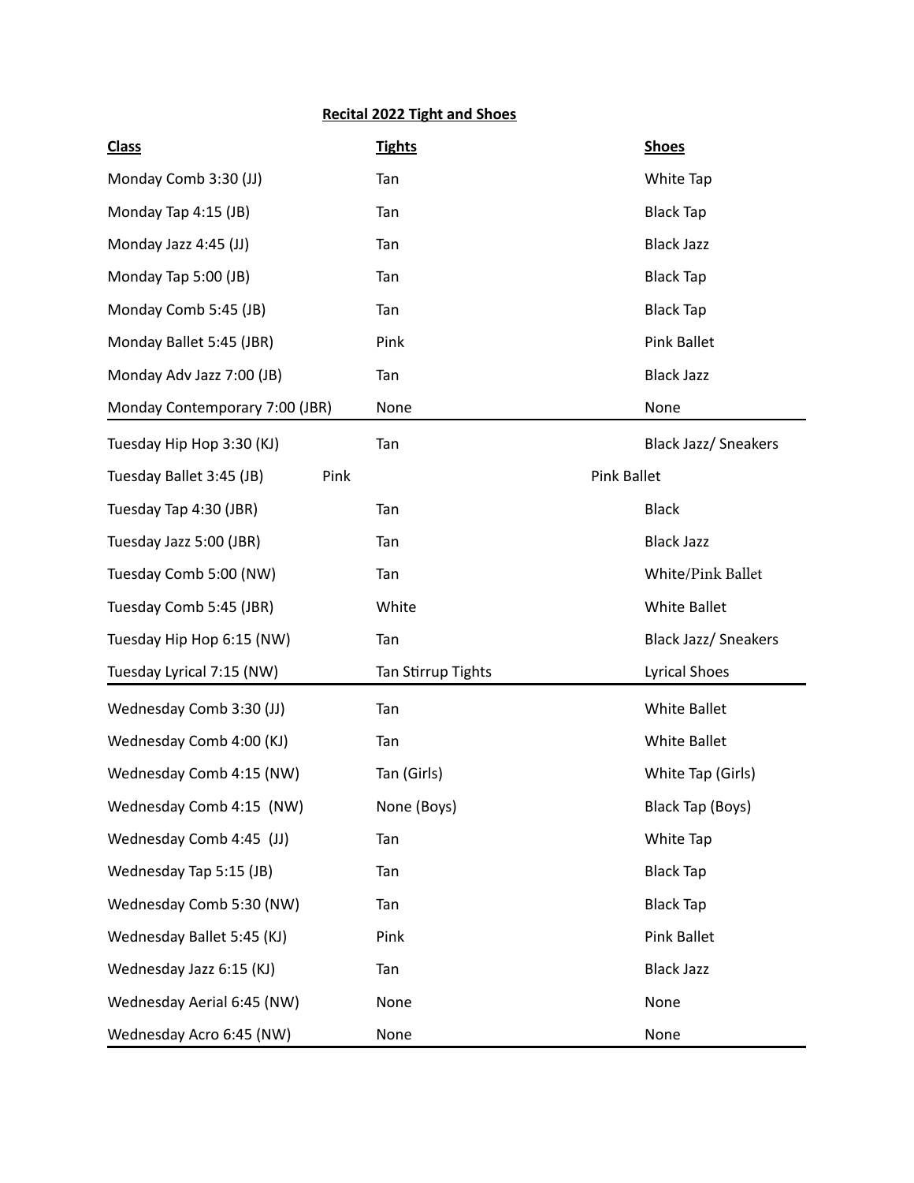**Recital 2022 Tight and Shoes**

| Class | Tights | Shoes |
|---|---|---|
| Monday Comb 3:30 (JJ) | Tan | White Tap |
| Monday Tap 4:15 (JB) | Tan | Black Tap |
| Monday Jazz 4:45 (JJ) | Tan | Black Jazz |
| Monday Tap 5:00 (JB) | Tan | Black Tap |
| Monday Comb 5:45 (JB) | Tan | Black Tap |
| Monday Ballet 5:45 (JBR) | Pink | Pink Ballet |
| Monday Adv Jazz 7:00 (JB) | Tan | Black Jazz |
| Monday Contemporary 7:00 (JBR) | None | None |
| Tuesday Hip Hop 3:30 (KJ) | Tan | Black Jazz/ Sneakers |
| Tuesday Ballet 3:45 (JB) | Pink | Pink Ballet |
| Tuesday Tap 4:30 (JBR) | Tan | Black |
| Tuesday Jazz 5:00 (JBR) | Tan | Black Jazz |
| Tuesday Comb 5:00 (NW) | Tan | White/Pink Ballet |
| Tuesday Comb 5:45 (JBR) | White | White Ballet |
| Tuesday Hip Hop 6:15 (NW) | Tan | Black Jazz/ Sneakers |
| Tuesday Lyrical 7:15 (NW) | Tan Stirrup Tights | Lyrical Shoes |
| Wednesday Comb 3:30 (JJ) | Tan | White Ballet |
| Wednesday Comb 4:00 (KJ) | Tan | White Ballet |
| Wednesday Comb 4:15 (NW) | Tan (Girls) | White Tap (Girls) |
| Wednesday Comb 4:15 (NW) | None (Boys) | Black Tap (Boys) |
| Wednesday Comb 4:45 (JJ) | Tan | White Tap |
| Wednesday Tap 5:15 (JB) | Tan | Black Tap |
| Wednesday Comb 5:30 (NW) | Tan | Black Tap |
| Wednesday Ballet 5:45 (KJ) | Pink | Pink Ballet |
| Wednesday Jazz 6:15 (KJ) | Tan | Black Jazz |
| Wednesday Aerial 6:45 (NW) | None | None |
| Wednesday Acro 6:45 (NW) | None | None |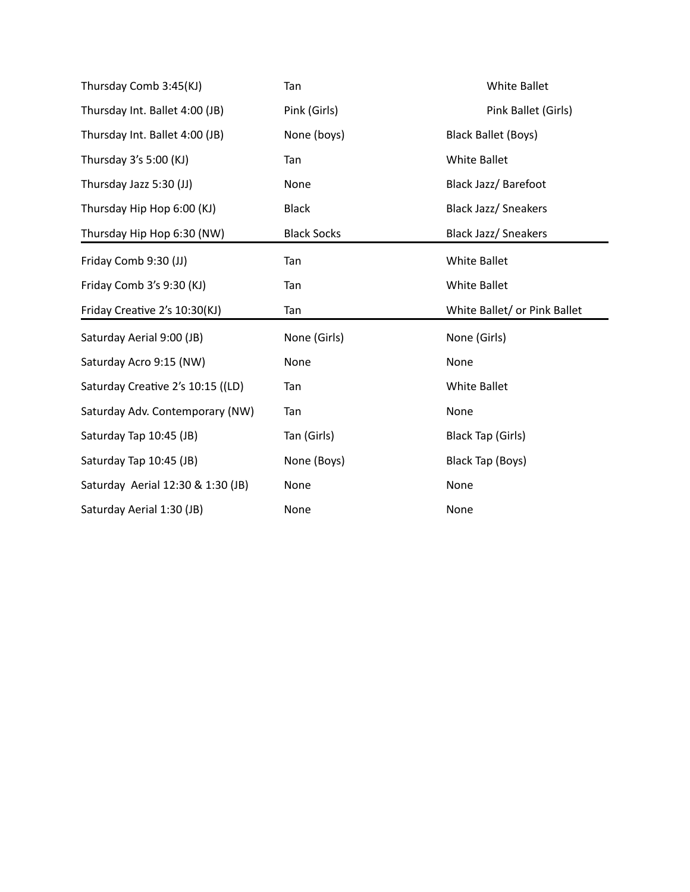| | | |
|---|---|---|
| Thursday Comb 3:45(KJ) | Tan | White Ballet |
| Thursday Int. Ballet 4:00 (JB) | Pink (Girls) | Pink Ballet (Girls) |
| Thursday Int. Ballet 4:00 (JB) | None (boys) | Black Ballet (Boys) |
| Thursday 3's 5:00 (KJ) | Tan | White Ballet |
| Thursday Jazz 5:30 (JJ) | None | Black Jazz/ Barefoot |
| Thursday Hip Hop 6:00 (KJ) | Black | Black Jazz/ Sneakers |
| Thursday Hip Hop 6:30 (NW) | Black Socks | Black Jazz/ Sneakers |
| Friday Comb 9:30 (JJ) | Tan | White Ballet |
| Friday Comb 3's 9:30 (KJ) | Tan | White Ballet |
| Friday Creative 2's 10:30(KJ) | Tan | White Ballet/ or Pink Ballet |
| Saturday Aerial 9:00 (JB) | None (Girls) | None (Girls) |
| Saturday Acro 9:15 (NW) | None | None |
| Saturday Creative 2's 10:15 ((LD) | Tan | White Ballet |
| Saturday Adv. Contemporary (NW) | Tan | None |
| Saturday Tap 10:45 (JB) | Tan (Girls) | Black Tap (Girls) |
| Saturday Tap 10:45 (JB) | None (Boys) | Black Tap (Boys) |
| Saturday Aerial 12:30 & 1:30 (JB) | None | None |
| Saturday Aerial 1:30 (JB) | None | None |